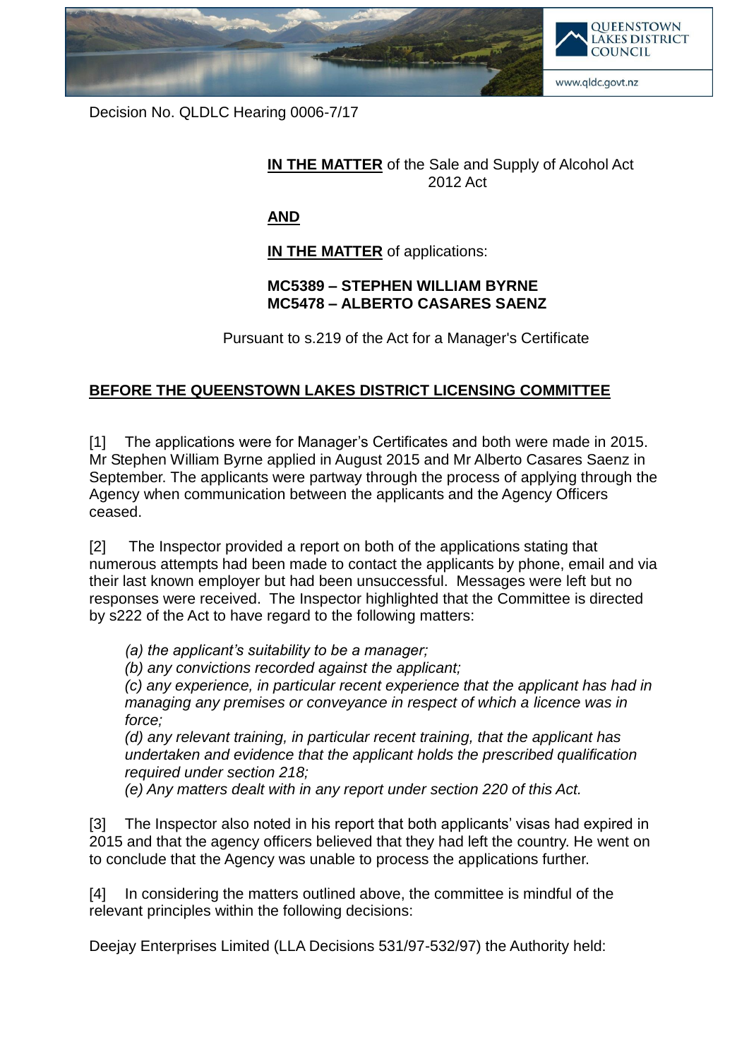Decision No. QLDLC Hearing 0006-7/17

**IN THE MATTER** of the Sale and Supply of Alcohol Act 2012 Act

**AND**

**IN THE MATTER** of applications:

**MC5389 – STEPHEN WILLIAM BYRNE**
**MC5478 – ALBERTO CASARES SAENZ**

Pursuant to s.219 of the Act for a Manager's Certificate

**BEFORE THE QUEENSTOWN LAKES DISTRICT LICENSING COMMITTEE**

[1] The applications were for Manager's Certificates and both were made in 2015. Mr Stephen William Byrne applied in August 2015 and Mr Alberto Casares Saenz in September. The applicants were partway through the process of applying through the Agency when communication between the applicants and the Agency Officers ceased.

[2] The Inspector provided a report on both of the applications stating that numerous attempts had been made to contact the applicants by phone, email and via their last known employer but had been unsuccessful. Messages were left but no responses were received. The Inspector highlighted that the Committee is directed by s222 of the Act to have regard to the following matters:

*(a) the applicant's suitability to be a manager;*
*(b) any convictions recorded against the applicant;*
*(c) any experience, in particular recent experience that the applicant has had in managing any premises or conveyance in respect of which a licence was in force;*
*(d) any relevant training, in particular recent training, that the applicant has undertaken and evidence that the applicant holds the prescribed qualification required under section 218;*
*(e) Any matters dealt with in any report under section 220 of this Act.*

[3] The Inspector also noted in his report that both applicants' visas had expired in 2015 and that the agency officers believed that they had left the country. He went on to conclude that the Agency was unable to process the applications further.

[4] In considering the matters outlined above, the committee is mindful of the relevant principles within the following decisions:

Deejay Enterprises Limited (LLA Decisions 531/97-532/97) the Authority held: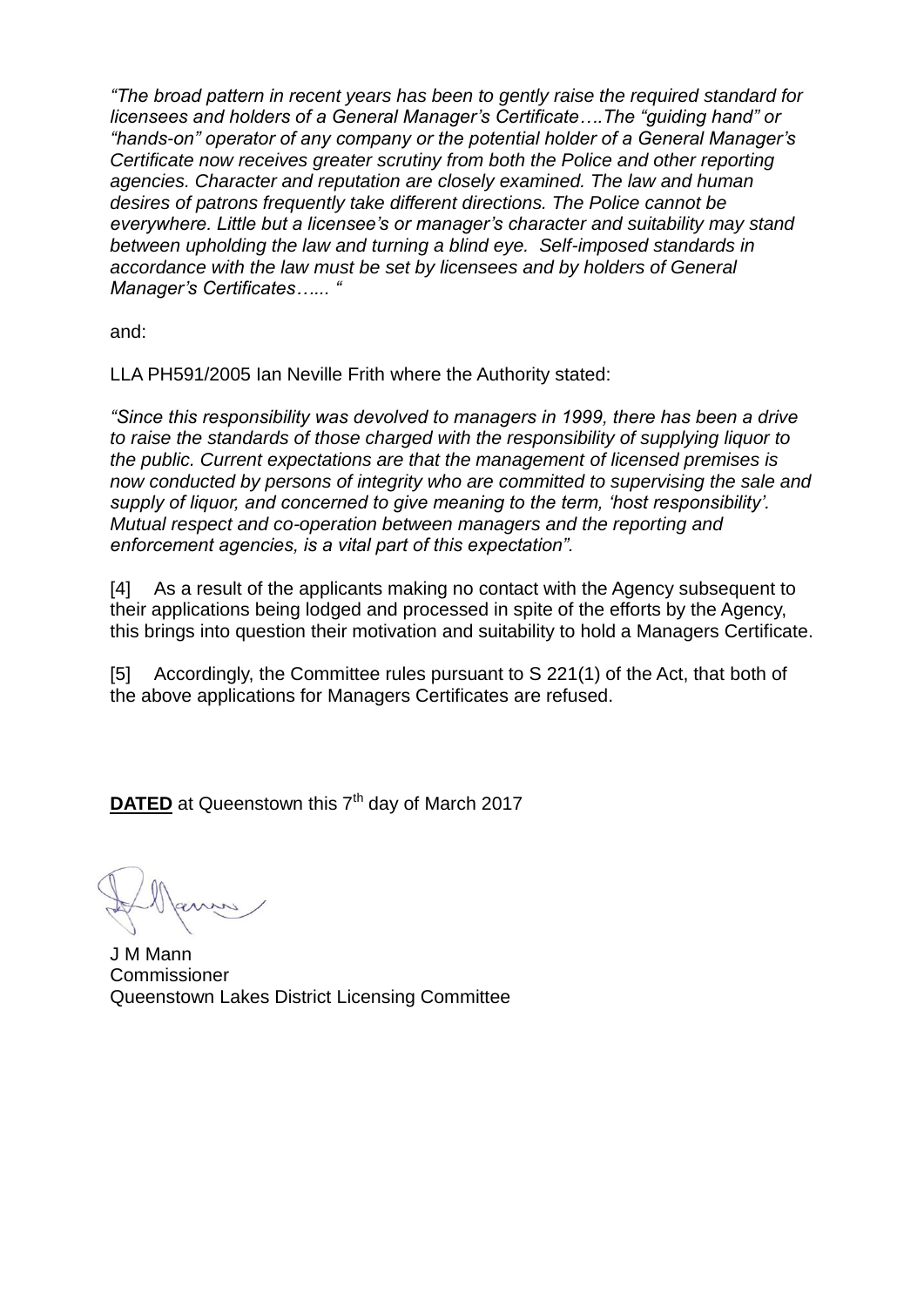*"The broad pattern in recent years has been to gently raise the required standard for licensees and holders of a General Manager's Certificate….The "guiding hand" or "hands-on" operator of any company or the potential holder of a General Manager's Certificate now receives greater scrutiny from both the Police and other reporting agencies. Character and reputation are closely examined. The law and human desires of patrons frequently take different directions. The Police cannot be everywhere. Little but a licensee's or manager's character and suitability may stand between upholding the law and turning a blind eye. Self-imposed standards in accordance with the law must be set by licensees and by holders of General Manager's Certificates…... "*

and:

LLA PH591/2005 Ian Neville Frith where the Authority stated:

*"Since this responsibility was devolved to managers in 1999, there has been a drive to raise the standards of those charged with the responsibility of supplying liquor to the public. Current expectations are that the management of licensed premises is now conducted by persons of integrity who are committed to supervising the sale and supply of liquor, and concerned to give meaning to the term, 'host responsibility'. Mutual respect and co-operation between managers and the reporting and enforcement agencies, is a vital part of this expectation".*

[4] As a result of the applicants making no contact with the Agency subsequent to their applications being lodged and processed in spite of the efforts by the Agency, this brings into question their motivation and suitability to hold a Managers Certificate.

[5] Accordingly, the Committee rules pursuant to S 221(1) of the Act, that both of the above applications for Managers Certificates are refused.

**DATED** at Queenstown this 7th day of March 2017

J M Mann
Commissioner
Queenstown Lakes District Licensing Committee